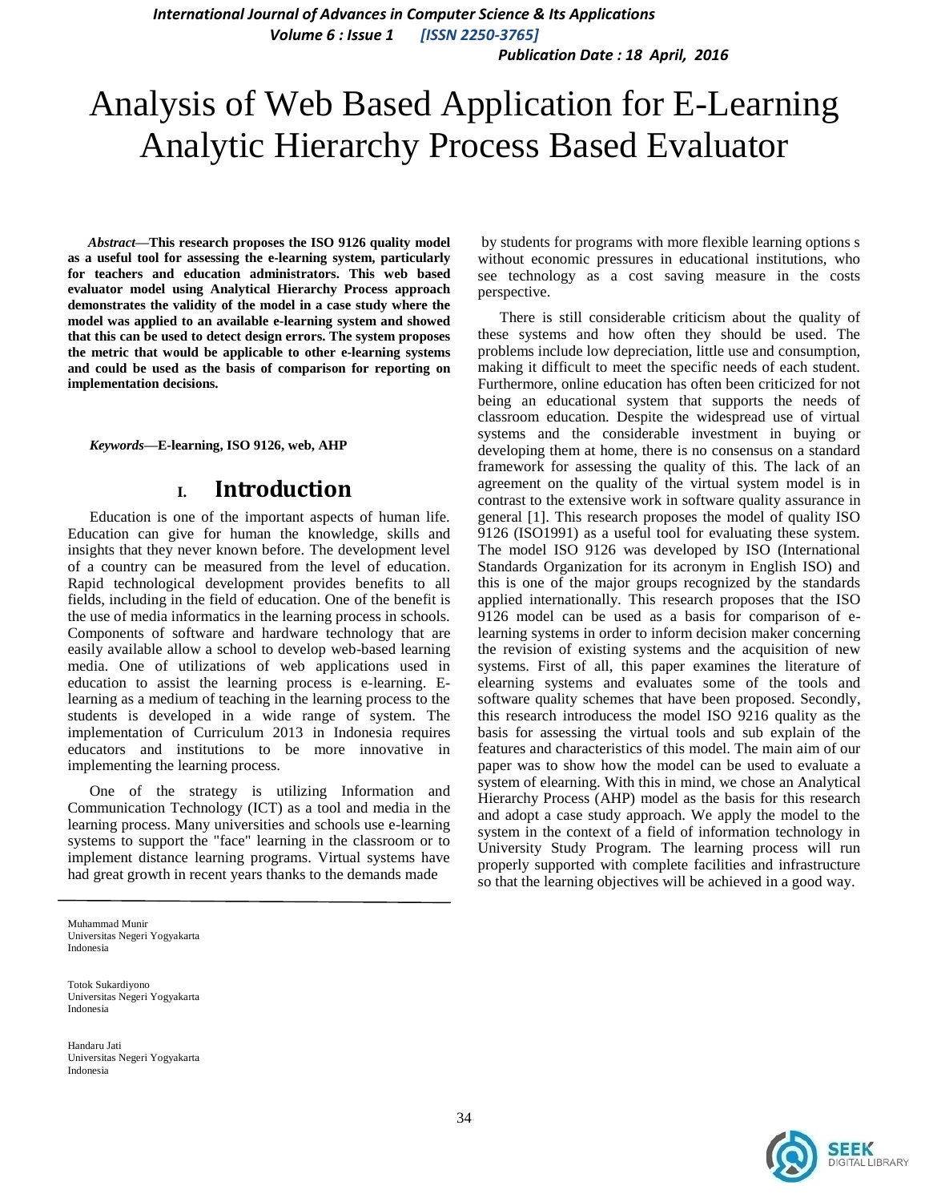# Analysis of Web Based Application for E-Learning Analytic Hierarchy Process Based Evaluator

***Abstract*—This research proposes the ISO 9126 quality model as a useful tool for assessing the e-learning system, particularly for teachers and education administrators. This web based evaluator model using Analytical Hierarchy Process approach demonstrates the validity of the model in a case study where the model was applied to an available e-learning system and showed that this can be used to detect design errors. The system proposes the metric that would be applicable to other e-learning systems and could be used as the basis of comparison for reporting on implementation decisions.**

***Keywords*—E-learning, ISO 9126, web, AHP**

## I. Introduction

Education is one of the important aspects of human life. Education can give for human the knowledge, skills and insights that they never known before. The development level of a country can be measured from the level of education. Rapid technological development provides benefits to all fields, including in the field of education. One of the benefit is the use of media informatics in the learning process in schools. Components of software and hardware technology that are easily available allow a school to develop web-based learning media. One of utilizations of web applications used in education to assist the learning process is e-learning. E-learning as a medium of teaching in the learning process to the students is developed in a wide range of system. The implementation of Curriculum 2013 in Indonesia requires educators and institutions to be more innovative in implementing the learning process.

One of the strategy is utilizing Information and Communication Technology (ICT) as a tool and media in the learning process. Many universities and schools use e-learning systems to support the "face" learning in the classroom or to implement distance learning programs. Virtual systems have had great growth in recent years thanks to the demands made by students for programs with more flexible learning options s without economic pressures in educational institutions, who see technology as a cost saving measure in the costs perspective.

There is still considerable criticism about the quality of these systems and how often they should be used. The problems include low depreciation, little use and consumption, making it difficult to meet the specific needs of each student. Furthermore, online education has often been criticized for not being an educational system that supports the needs of classroom education. Despite the widespread use of virtual systems and the considerable investment in buying or developing them at home, there is no consensus on a standard framework for assessing the quality of this. The lack of an agreement on the quality of the virtual system model is in contrast to the extensive work in software quality assurance in general [1]. This research proposes the model of quality ISO 9126 (ISO1991) as a useful tool for evaluating these system. The model ISO 9126 was developed by ISO (International Standards Organization for its acronym in English ISO) and this is one of the major groups recognized by the standards applied internationally. This research proposes that the ISO 9126 model can be used as a basis for comparison of e-learning systems in order to inform decision maker concerning the revision of existing systems and the acquisition of new systems. First of all, this paper examines the literature of elearning systems and evaluates some of the tools and software quality schemes that have been proposed. Secondly, this research introducess the model ISO 9216 quality as the basis for assessing the virtual tools and sub explain of the features and characteristics of this model. The main aim of our paper was to show how the model can be used to evaluate a system of elearning. With this in mind, we chose an Analytical Hierarchy Process (AHP) model as the basis for this research and adopt a case study approach. We apply the model to the system in the context of a field of information technology in University Study Program. The learning process will run properly supported with complete facilities and infrastructure so that the learning objectives will be achieved in a good way.

Muhammad Munir
Universitas Negeri Yogyakarta
Indonesia

Totok Sukardiyono
Universitas Negeri Yogyakarta
Indonesia

Handaru Jati
Universitas Negeri Yogyakarta
Indonesia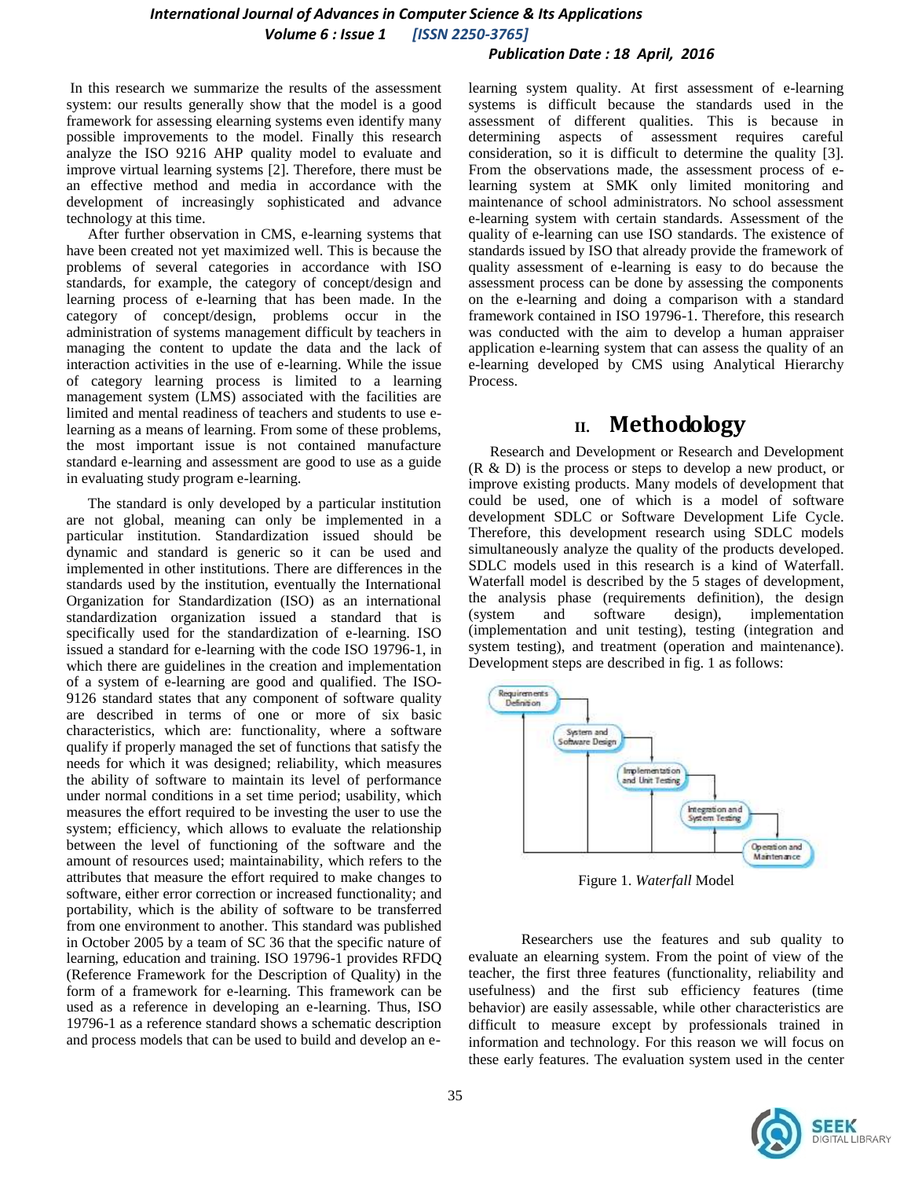In this research we summarize the results of the assessment system: our results generally show that the model is a good framework for assessing elearning systems even identify many possible improvements to the model. Finally this research analyze the ISO 9216 AHP quality model to evaluate and improve virtual learning systems [2]. Therefore, there must be an effective method and media in accordance with the development of increasingly sophisticated and advance technology at this time.

After further observation in CMS, e-learning systems that have been created not yet maximized well. This is because the problems of several categories in accordance with ISO standards, for example, the category of concept/design and learning process of e-learning that has been made. In the category of concept/design, problems occur in the administration of systems management difficult by teachers in managing the content to update the data and the lack of interaction activities in the use of e-learning. While the issue of category learning process is limited to a learning management system (LMS) associated with the facilities are limited and mental readiness of teachers and students to use e-learning as a means of learning. From some of these problems, the most important issue is not contained manufacture standard e-learning and assessment are good to use as a guide in evaluating study program e-learning.

The standard is only developed by a particular institution are not global, meaning can only be implemented in a particular institution. Standardization issued should be dynamic and standard is generic so it can be used and implemented in other institutions. There are differences in the standards used by the institution, eventually the International Organization for Standardization (ISO) as an international standardization organization issued a standard that is specifically used for the standardization of e-learning. ISO issued a standard for e-learning with the code ISO 19796-1, in which there are guidelines in the creation and implementation of a system of e-learning are good and qualified. The ISO-9126 standard states that any component of software quality are described in terms of one or more of six basic characteristics, which are: functionality, where a software qualify if properly managed the set of functions that satisfy the needs for which it was designed; reliability, which measures the ability of software to maintain its level of performance under normal conditions in a set time period; usability, which measures the effort required to be investing the user to use the system; efficiency, which allows to evaluate the relationship between the level of functioning of the software and the amount of resources used; maintainability, which refers to the attributes that measure the effort required to make changes to software, either error correction or increased functionality; and portability, which is the ability of software to be transferred from one environment to another. This standard was published in October 2005 by a team of SC 36 that the specific nature of learning, education and training. ISO 19796-1 provides RFDQ (Reference Framework for the Description of Quality) in the form of a framework for e-learning. This framework can be used as a reference in developing an e-learning. Thus, ISO 19796-1 as a reference standard shows a schematic description and process models that can be used to build and develop an e-learning system quality. At first assessment of e-learning systems is difficult because the standards used in the assessment of different qualities. This is because in determining aspects of assessment requires careful consideration, so it is difficult to determine the quality [3]. From the observations made, the assessment process of e-learning system at SMK only limited monitoring and maintenance of school administrators. No school assessment e-learning system with certain standards. Assessment of the quality of e-learning can use ISO standards. The existence of standards issued by ISO that already provide the framework of quality assessment of e-learning is easy to do because the assessment process can be done by assessing the components on the e-learning and doing a comparison with a standard framework contained in ISO 19796-1. Therefore, this research was conducted with the aim to develop a human appraiser application e-learning system that can assess the quality of an e-learning developed by CMS using Analytical Hierarchy Process.

## II. Methodology

Research and Development or Research and Development (R & D) is the process or steps to develop a new product, or improve existing products. Many models of development that could be used, one of which is a model of software development SDLC or Software Development Life Cycle. Therefore, this development research using SDLC models simultaneously analyze the quality of the products developed. SDLC models used in this research is a kind of Waterfall. Waterfall model is described by the 5 stages of development, the analysis phase (requirements definition), the design (system and software design), implementation (implementation and unit testing), testing (integration and system testing), and treatment (operation and maintenance). Development steps are described in fig. 1 as follows:

Figure 1. *Waterfall* Model

Researchers use the features and sub quality to evaluate an elearning system. From the point of view of the teacher, the first three features (functionality, reliability and usefulness) and the first sub efficiency features (time behavior) are easily assessable, while other characteristics are difficult to measure except by professionals trained in information and technology. For this reason we will focus on these early features. The evaluation system used in the center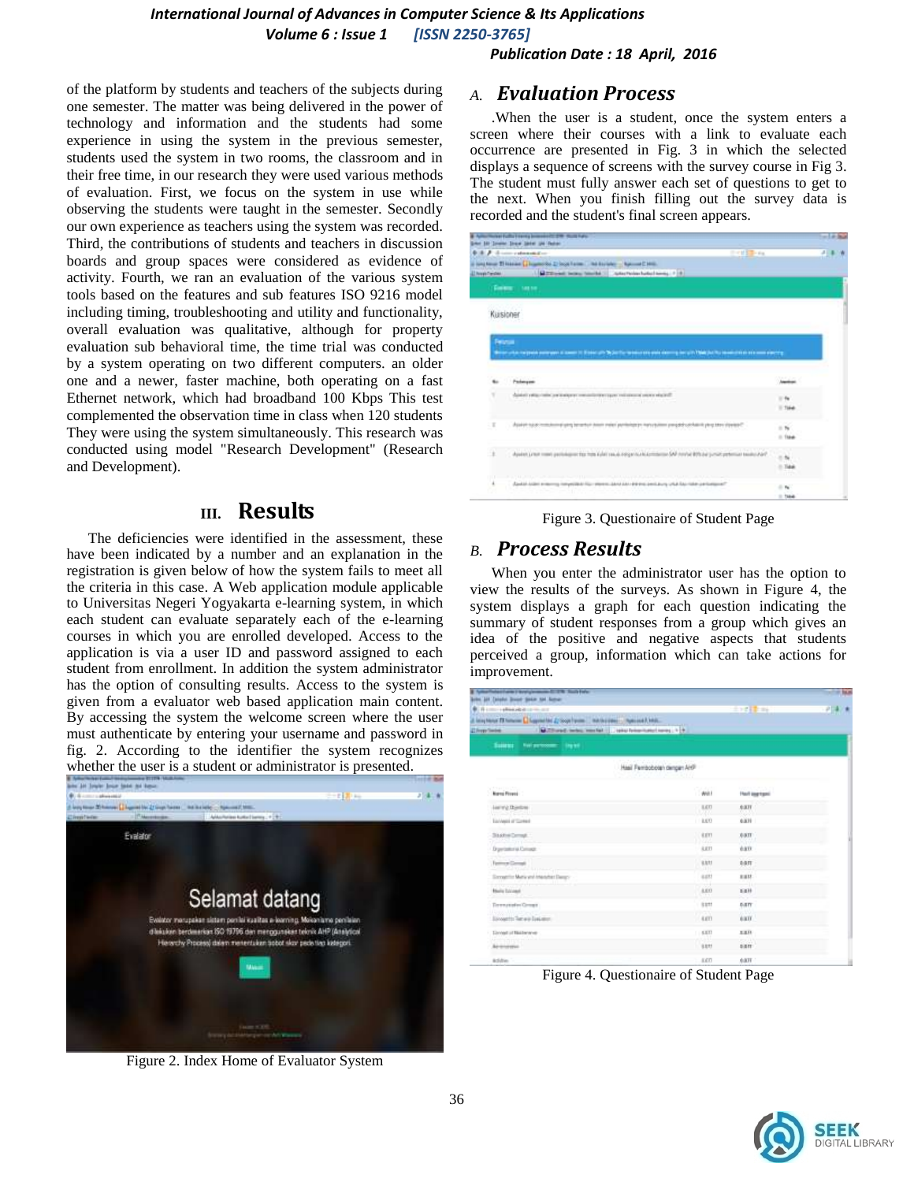of the platform by students and teachers of the subjects during one semester. The matter was being delivered in the power of technology and information and the students had some experience in using the system in the previous semester, students used the system in two rooms, the classroom and in their free time, in our research they were used various methods of evaluation. First, we focus on the system in use while observing the students were taught in the semester. Secondly our own experience as teachers using the system was recorded. Third, the contributions of students and teachers in discussion boards and group spaces were considered as evidence of activity. Fourth, we ran an evaluation of the various system tools based on the features and sub features ISO 9216 model including timing, troubleshooting and utility and functionality, overall evaluation was qualitative, although for property evaluation sub behavioral time, the time trial was conducted by a system operating on two different computers. an older one and a newer, faster machine, both operating on a fast Ethernet network, which had broadband 100 Kbps This test complemented the observation time in class when 120 students They were using the system simultaneously. This research was conducted using model "Research Development" (Research and Development).

## III. Results

The deficiencies were identified in the assessment, these have been indicated by a number and an explanation in the registration is given below of how the system fails to meet all the criteria in this case. A Web application module applicable to Universitas Negeri Yogyakarta e-learning system, in which each student can evaluate separately each of the e-learning courses in which you are enrolled developed. Access to the application is via a user ID and password assigned to each student from enrollment. In addition the system administrator has the option of consulting results. Access to the system is given from a evaluator web based application main content. By accessing the system the welcome screen where the user must authenticate by entering your username and password in fig. 2. According to the identifier the system recognizes whether the user is a student or administrator is presented.

Figure 2. Index Home of Evaluator System

### A. *Evaluation Process*

.When the user is a student, once the system enters a screen where their courses with a link to evaluate each occurrence are presented in Fig. 3 in which the selected displays a sequence of screens with the survey course in Fig 3. The student must fully answer each set of questions to get to the next. When you finish filling out the survey data is recorded and the student's final screen appears.

Figure 3. Questionaire of Student Page

### B. *Process Results*

When you enter the administrator user has the option to view the results of the surveys. As shown in Figure 4, the system displays a graph for each question indicating the summary of student responses from a group which gives an idea of the positive and negative aspects that students perceived a group, information which can take actions for improvement.

Figure 4. Questionaire of Student Page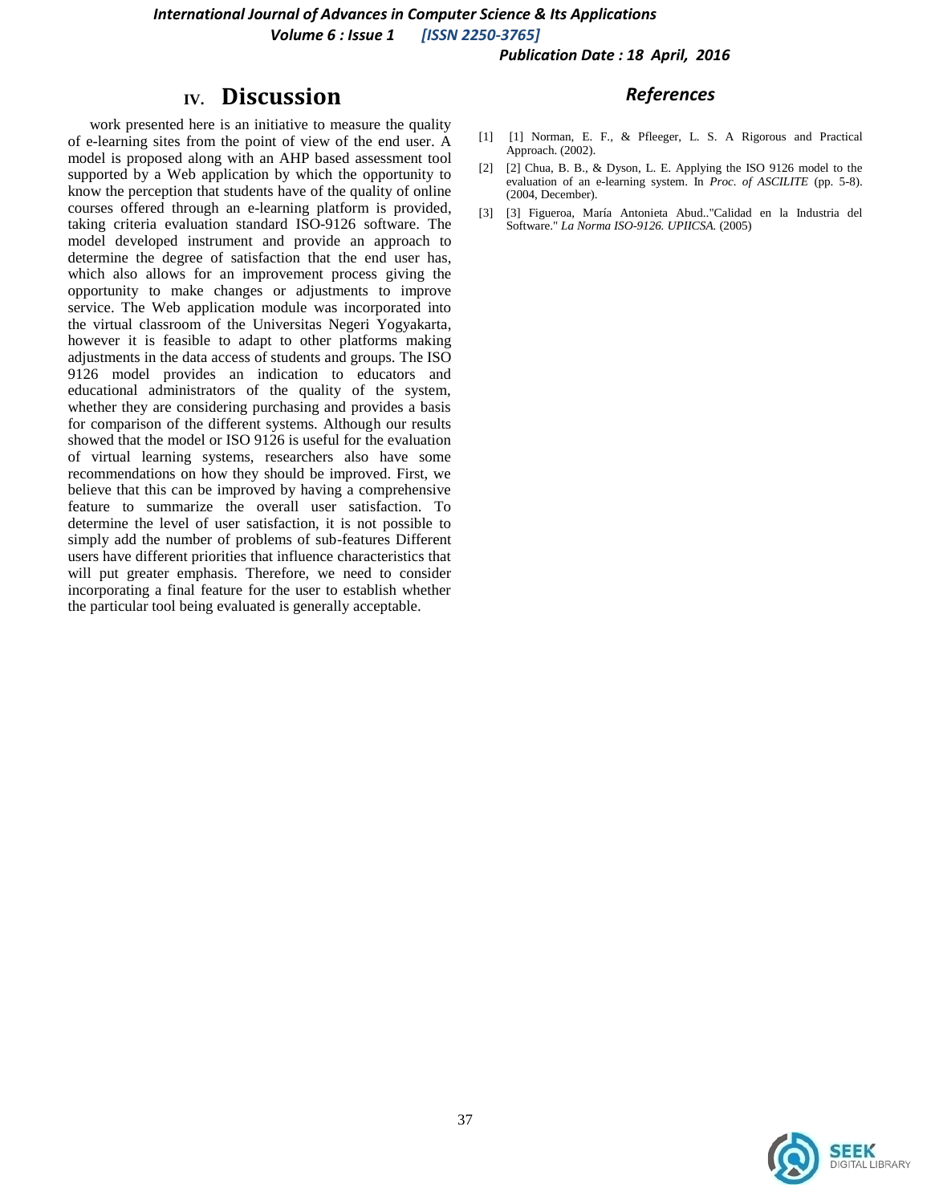## IV. Discussion

work presented here is an initiative to measure the quality of e-learning sites from the point of view of the end user. A model is proposed along with an AHP based assessment tool supported by a Web application by which the opportunity to know the perception that students have of the quality of online courses offered through an e-learning platform is provided, taking criteria evaluation standard ISO-9126 software. The model developed instrument and provide an approach to determine the degree of satisfaction that the end user has, which also allows for an improvement process giving the opportunity to make changes or adjustments to improve service. The Web application module was incorporated into the virtual classroom of the Universitas Negeri Yogyakarta, however it is feasible to adapt to other platforms making adjustments in the data access of students and groups. The ISO 9126 model provides an indication to educators and educational administrators of the quality of the system, whether they are considering purchasing and provides a basis for comparison of the different systems. Although our results showed that the model or ISO 9126 is useful for the evaluation of virtual learning systems, researchers also have some recommendations on how they should be improved. First, we believe that this can be improved by having a comprehensive feature to summarize the overall user satisfaction. To determine the level of user satisfaction, it is not possible to simply add the number of problems of sub-features Different users have different priorities that influence characteristics that will put greater emphasis. Therefore, we need to consider incorporating a final feature for the user to establish whether the particular tool being evaluated is generally acceptable.

## References

[1] [1] Norman, E. F., & Pfleeger, L. S. A Rigorous and Practical Approach. (2002).

[2] [2] Chua, B. B., & Dyson, L. E. Applying the ISO 9126 model to the evaluation of an e-learning system. In *Proc. of ASCILITE* (pp. 5-8). (2004, December).

[3] [3] Figueroa, María Antonieta Abud.."Calidad en la Industria del Software." *La Norma ISO-9126. UPIICSA.* (2005)